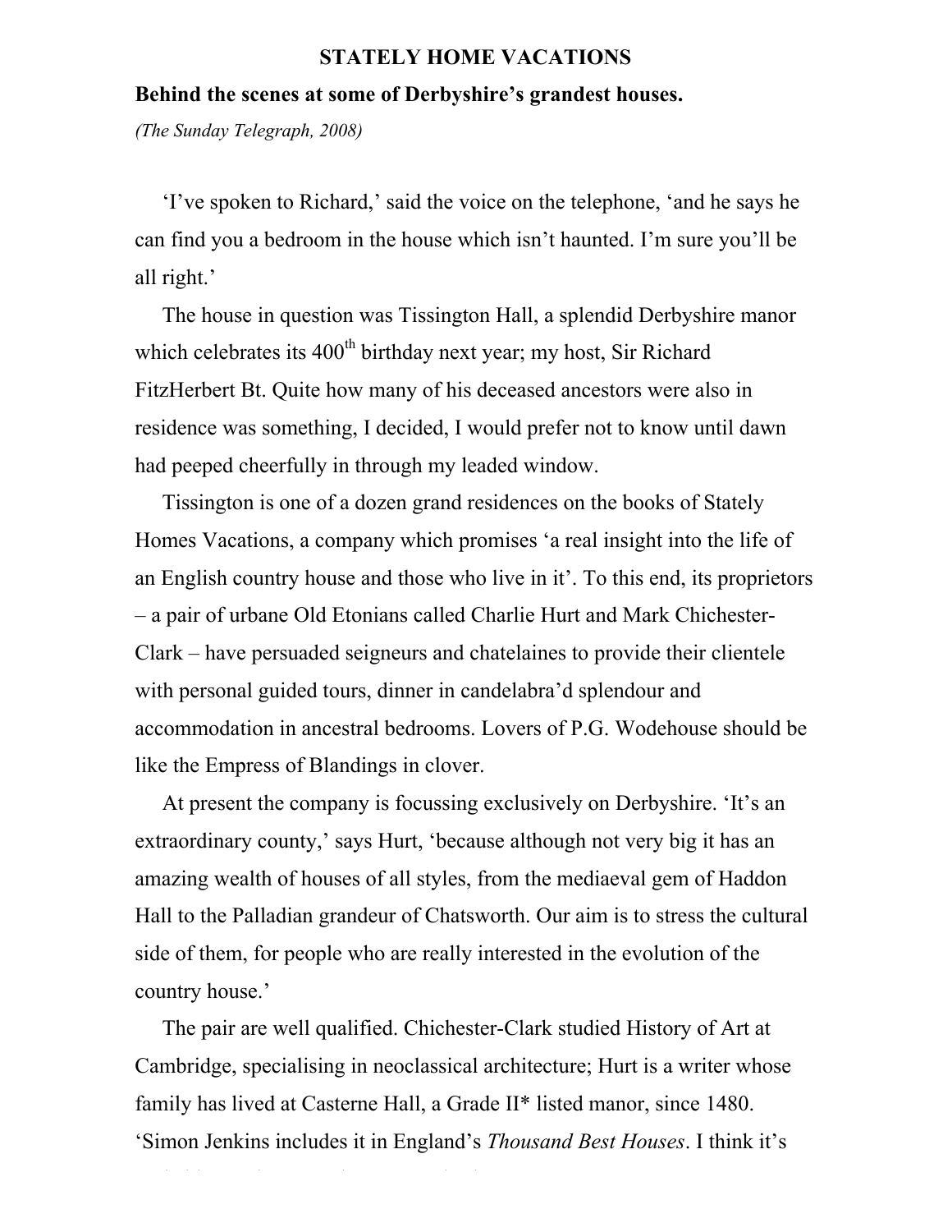# STATELY HOME VACATIONS

**Behind the scenes at some of Derbyshire's grandest houses.**

*(The Sunday Telegraph, 2008)*

'I've spoken to Richard,' said the voice on the telephone, 'and he says he can find you a bedroom in the house which isn't haunted. I'm sure you'll be all right.'

The house in question was Tissington Hall, a splendid Derbyshire manor which celebrates its 400th birthday next year; my host, Sir Richard FitzHerbert Bt. Quite how many of his deceased ancestors were also in residence was something, I decided, I would prefer not to know until dawn had peeped cheerfully in through my leaded window.

Tissington is one of a dozen grand residences on the books of Stately Homes Vacations, a company which promises 'a real insight into the life of an English country house and those who live in it'. To this end, its proprietors – a pair of urbane Old Etonians called Charlie Hurt and Mark Chichester-Clark – have persuaded seigneurs and chatelaines to provide their clientele with personal guided tours, dinner in candelabra'd splendour and accommodation in ancestral bedrooms. Lovers of P.G. Wodehouse should be like the Empress of Blandings in clover.

At present the company is focussing exclusively on Derbyshire. 'It's an extraordinary county,' says Hurt, 'because although not very big it has an amazing wealth of houses of all styles, from the mediaeval gem of Haddon Hall to the Palladian grandeur of Chatsworth. Our aim is to stress the cultural side of them, for people who are really interested in the evolution of the country house.'

The pair are well qualified. Chichester-Clark studied History of Art at Cambridge, specialising in neoclassical architecture; Hurt is a writer whose family has lived at Casterne Hall, a Grade II* listed manor, since 1480. 'Simon Jenkins includes it in England's *Thousand Best Houses*. I think it's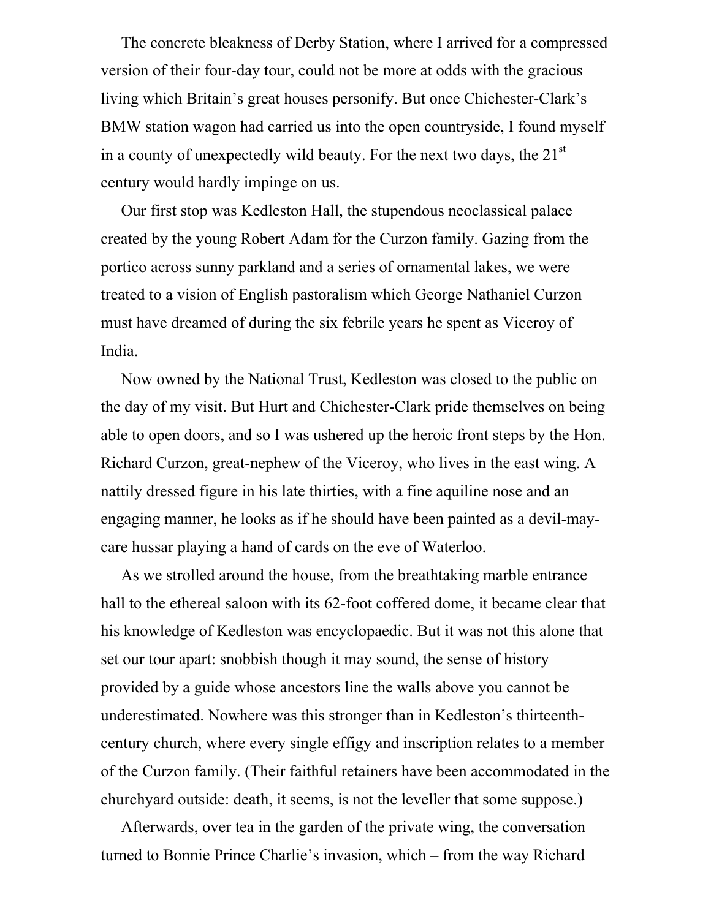The concrete bleakness of Derby Station, where I arrived for a compressed version of their four-day tour, could not be more at odds with the gracious living which Britain's great houses personify. But once Chichester-Clark's BMW station wagon had carried us into the open countryside, I found myself in a county of unexpectedly wild beauty. For the next two days, the 21st century would hardly impinge on us.

Our first stop was Kedleston Hall, the stupendous neoclassical palace created by the young Robert Adam for the Curzon family. Gazing from the portico across sunny parkland and a series of ornamental lakes, we were treated to a vision of English pastoralism which George Nathaniel Curzon must have dreamed of during the six febrile years he spent as Viceroy of India.

Now owned by the National Trust, Kedleston was closed to the public on the day of my visit. But Hurt and Chichester-Clark pride themselves on being able to open doors, and so I was ushered up the heroic front steps by the Hon. Richard Curzon, great-nephew of the Viceroy, who lives in the east wing. A nattily dressed figure in his late thirties, with a fine aquiline nose and an engaging manner, he looks as if he should have been painted as a devil-may-care hussar playing a hand of cards on the eve of Waterloo.

As we strolled around the house, from the breathtaking marble entrance hall to the ethereal saloon with its 62-foot coffered dome, it became clear that his knowledge of Kedleston was encyclopaedic. But it was not this alone that set our tour apart: snobbish though it may sound, the sense of history provided by a guide whose ancestors line the walls above you cannot be underestimated. Nowhere was this stronger than in Kedleston's thirteenth-century church, where every single effigy and inscription relates to a member of the Curzon family. (Their faithful retainers have been accommodated in the churchyard outside: death, it seems, is not the leveller that some suppose.)

Afterwards, over tea in the garden of the private wing, the conversation turned to Bonnie Prince Charlie's invasion, which – from the way Richard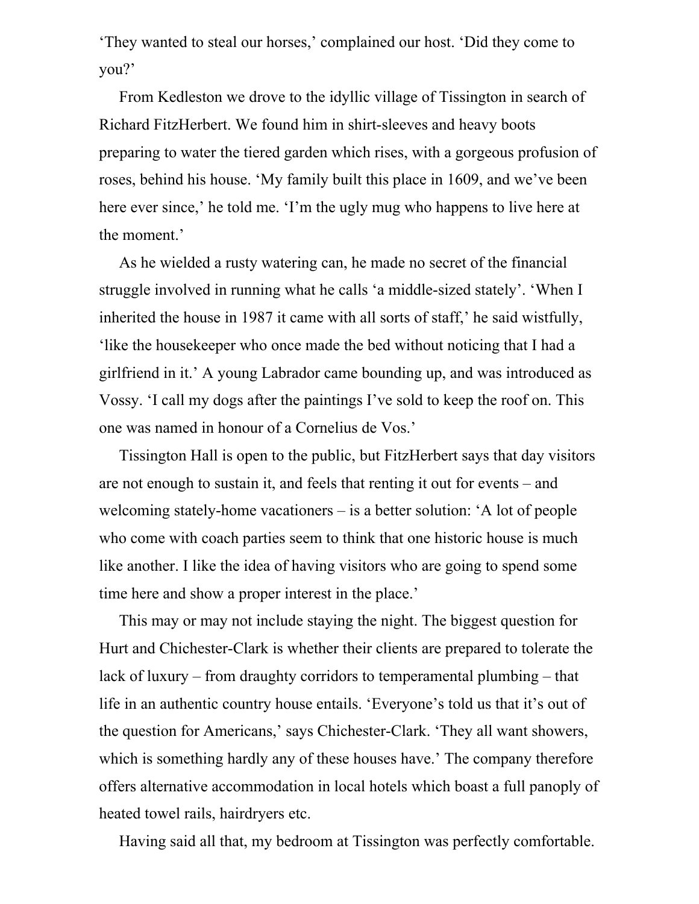'They wanted to steal our horses,' complained our host. 'Did they come to you?'

From Kedleston we drove to the idyllic village of Tissington in search of Richard FitzHerbert. We found him in shirt-sleeves and heavy boots preparing to water the tiered garden which rises, with a gorgeous profusion of roses, behind his house. 'My family built this place in 1609, and we've been here ever since,' he told me. 'I'm the ugly mug who happens to live here at the moment.'

As he wielded a rusty watering can, he made no secret of the financial struggle involved in running what he calls 'a middle-sized stately'. 'When I inherited the house in 1987 it came with all sorts of staff,' he said wistfully, 'like the housekeeper who once made the bed without noticing that I had a girlfriend in it.' A young Labrador came bounding up, and was introduced as Vossy. 'I call my dogs after the paintings I've sold to keep the roof on. This one was named in honour of a Cornelius de Vos.'

Tissington Hall is open to the public, but FitzHerbert says that day visitors are not enough to sustain it, and feels that renting it out for events – and welcoming stately-home vacationers – is a better solution: 'A lot of people who come with coach parties seem to think that one historic house is much like another. I like the idea of having visitors who are going to spend some time here and show a proper interest in the place.'

This may or may not include staying the night. The biggest question for Hurt and Chichester-Clark is whether their clients are prepared to tolerate the lack of luxury – from draughty corridors to temperamental plumbing – that life in an authentic country house entails. 'Everyone's told us that it's out of the question for Americans,' says Chichester-Clark. 'They all want showers, which is something hardly any of these houses have.' The company therefore offers alternative accommodation in local hotels which boast a full panoply of heated towel rails, hairdryers etc.

Having said all that, my bedroom at Tissington was perfectly comfortable.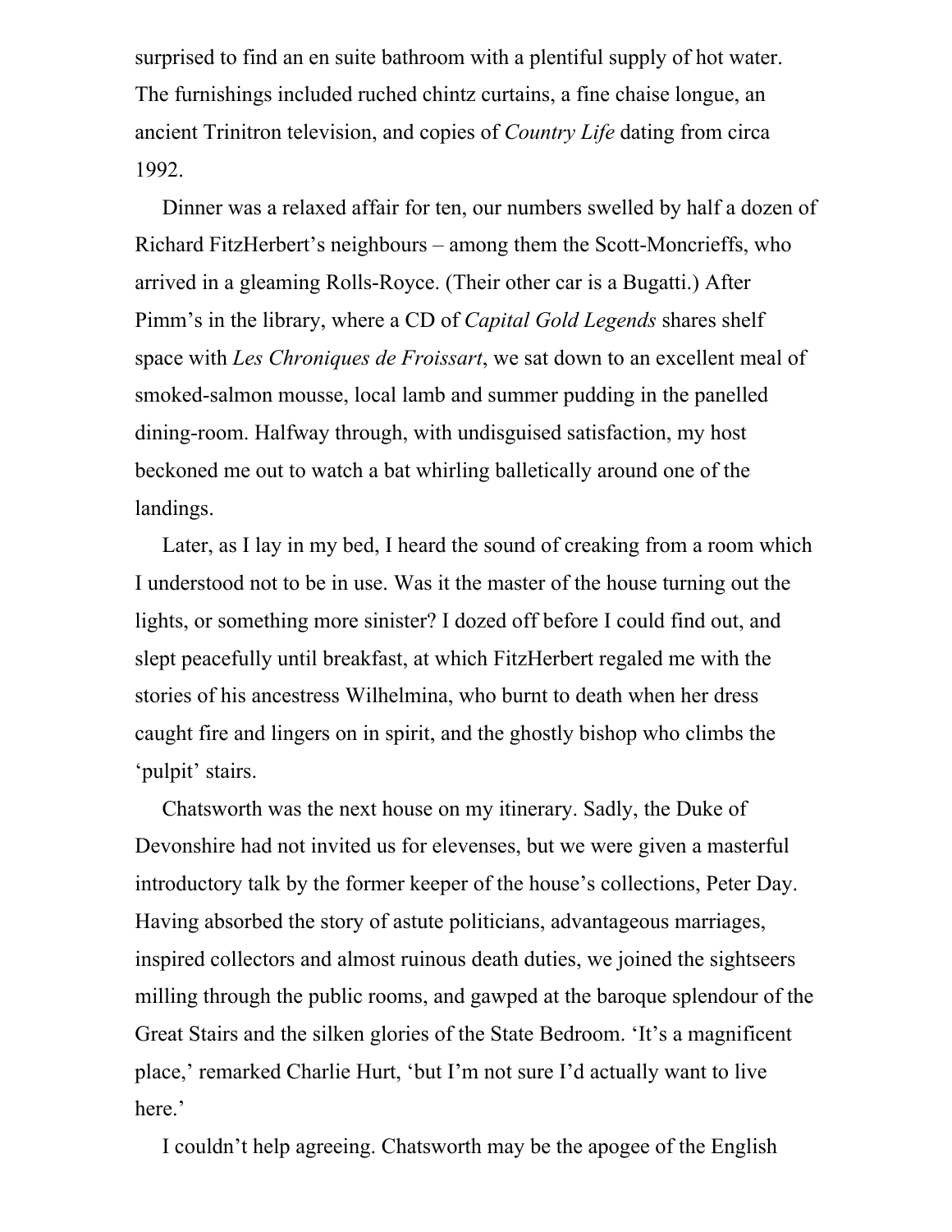surprised to find an en suite bathroom with a plentiful supply of hot water. The furnishings included ruched chintz curtains, a fine chaise longue, an ancient Trinitron television, and copies of *Country Life* dating from circa 1992.

Dinner was a relaxed affair for ten, our numbers swelled by half a dozen of Richard FitzHerbert's neighbours – among them the Scott-Moncrieffs, who arrived in a gleaming Rolls-Royce. (Their other car is a Bugatti.) After Pimm's in the library, where a CD of *Capital Gold Legends* shares shelf space with *Les Chroniques de Froissart*, we sat down to an excellent meal of smoked-salmon mousse, local lamb and summer pudding in the panelled dining-room. Halfway through, with undisguised satisfaction, my host beckoned me out to watch a bat whirling balletically around one of the landings.

Later, as I lay in my bed, I heard the sound of creaking from a room which I understood not to be in use. Was it the master of the house turning out the lights, or something more sinister? I dozed off before I could find out, and slept peacefully until breakfast, at which FitzHerbert regaled me with the stories of his ancestress Wilhelmina, who burnt to death when her dress caught fire and lingers on in spirit, and the ghostly bishop who climbs the 'pulpit' stairs.

Chatsworth was the next house on my itinerary. Sadly, the Duke of Devonshire had not invited us for elevenses, but we were given a masterful introductory talk by the former keeper of the house's collections, Peter Day. Having absorbed the story of astute politicians, advantageous marriages, inspired collectors and almost ruinous death duties, we joined the sightseers milling through the public rooms, and gawped at the baroque splendour of the Great Stairs and the silken glories of the State Bedroom. 'It's a magnificent place,' remarked Charlie Hurt, 'but I'm not sure I'd actually want to live here.'

I couldn't help agreeing. Chatsworth may be the apogee of the English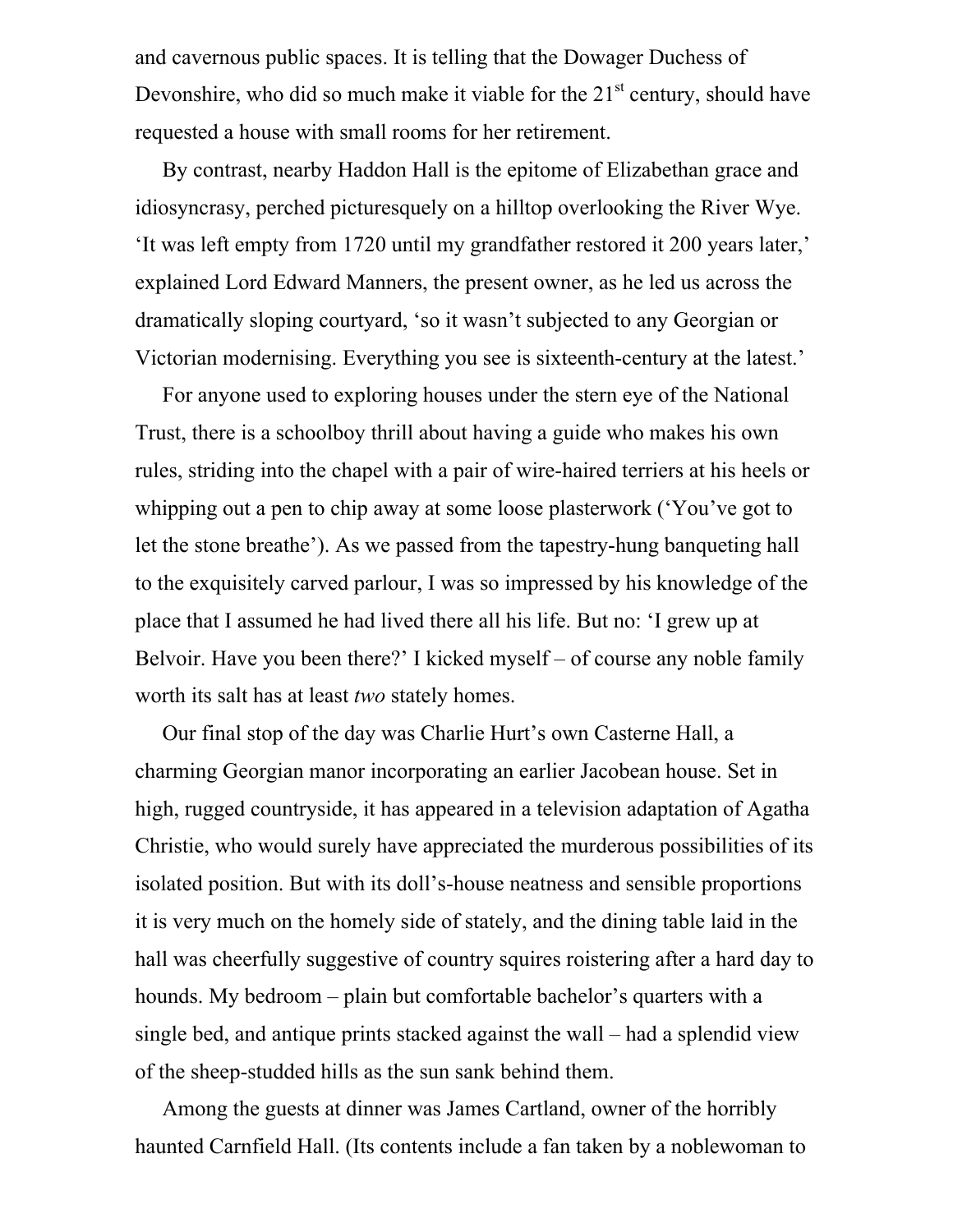and cavernous public spaces. It is telling that the Dowager Duchess of Devonshire, who did so much make it viable for the 21st century, should have requested a house with small rooms for her retirement.

By contrast, nearby Haddon Hall is the epitome of Elizabethan grace and idiosyncrasy, perched picturesquely on a hilltop overlooking the River Wye. 'It was left empty from 1720 until my grandfather restored it 200 years later,' explained Lord Edward Manners, the present owner, as he led us across the dramatically sloping courtyard, 'so it wasn't subjected to any Georgian or Victorian modernising. Everything you see is sixteenth-century at the latest.'

For anyone used to exploring houses under the stern eye of the National Trust, there is a schoolboy thrill about having a guide who makes his own rules, striding into the chapel with a pair of wire-haired terriers at his heels or whipping out a pen to chip away at some loose plasterwork ('You've got to let the stone breathe'). As we passed from the tapestry-hung banqueting hall to the exquisitely carved parlour, I was so impressed by his knowledge of the place that I assumed he had lived there all his life. But no: 'I grew up at Belvoir. Have you been there?' I kicked myself – of course any noble family worth its salt has at least *two* stately homes.

Our final stop of the day was Charlie Hurt's own Casterne Hall, a charming Georgian manor incorporating an earlier Jacobean house. Set in high, rugged countryside, it has appeared in a television adaptation of Agatha Christie, who would surely have appreciated the murderous possibilities of its isolated position. But with its doll's-house neatness and sensible proportions it is very much on the homely side of stately, and the dining table laid in the hall was cheerfully suggestive of country squires roistering after a hard day to hounds. My bedroom – plain but comfortable bachelor's quarters with a single bed, and antique prints stacked against the wall – had a splendid view of the sheep-studded hills as the sun sank behind them.

Among the guests at dinner was James Cartland, owner of the horribly haunted Carnfield Hall. (Its contents include a fan taken by a noblewoman to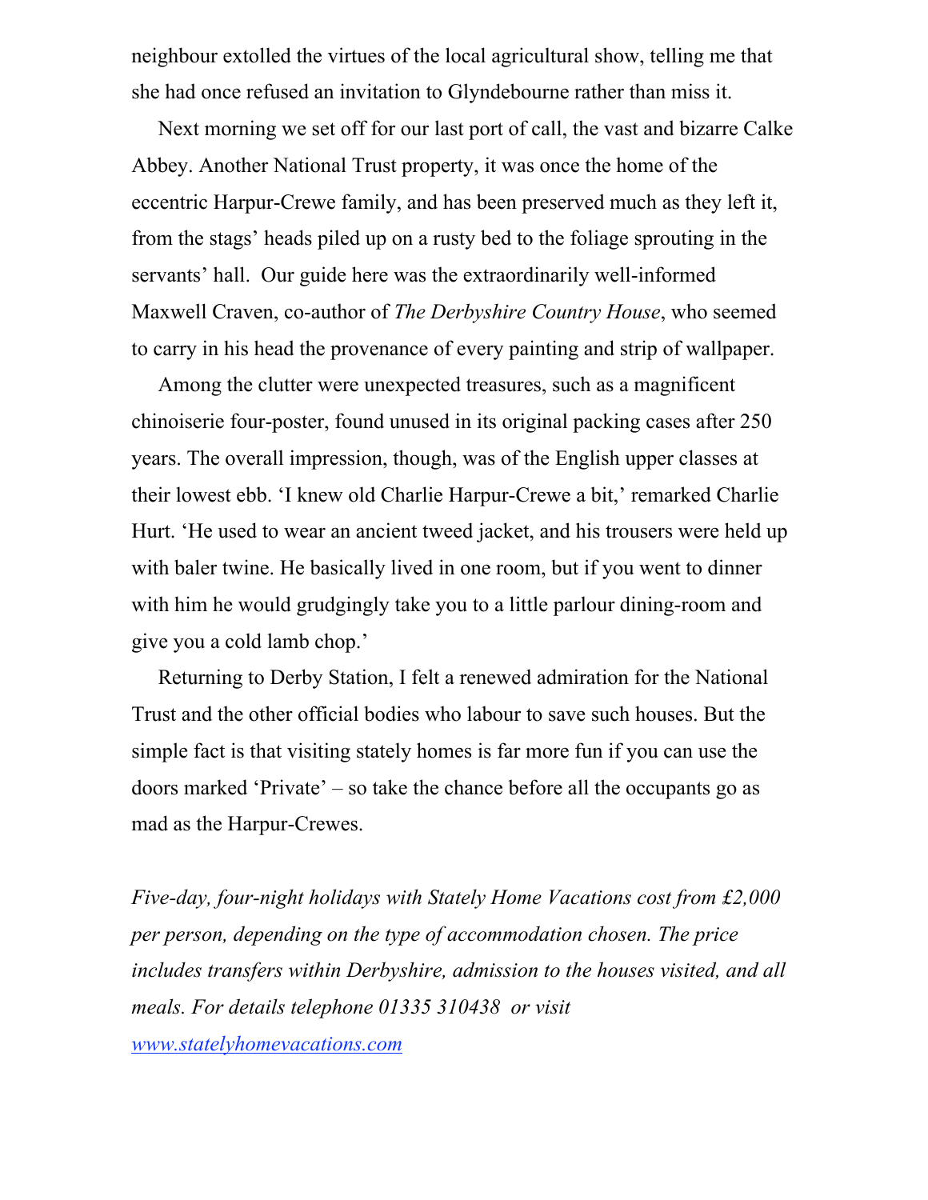neighbour extolled the virtues of the local agricultural show, telling me that she had once refused an invitation to Glyndebourne rather than miss it.

Next morning we set off for our last port of call, the vast and bizarre Calke Abbey. Another National Trust property, it was once the home of the eccentric Harpur-Crewe family, and has been preserved much as they left it, from the stags' heads piled up on a rusty bed to the foliage sprouting in the servants' hall. Our guide here was the extraordinarily well-informed Maxwell Craven, co-author of *The Derbyshire Country House*, who seemed to carry in his head the provenance of every painting and strip of wallpaper.

Among the clutter were unexpected treasures, such as a magnificent chinoiserie four-poster, found unused in its original packing cases after 250 years. The overall impression, though, was of the English upper classes at their lowest ebb. 'I knew old Charlie Harpur-Crewe a bit,' remarked Charlie Hurt. 'He used to wear an ancient tweed jacket, and his trousers were held up with baler twine. He basically lived in one room, but if you went to dinner with him he would grudgingly take you to a little parlour dining-room and give you a cold lamb chop.'

Returning to Derby Station, I felt a renewed admiration for the National Trust and the other official bodies who labour to save such houses. But the simple fact is that visiting stately homes is far more fun if you can use the doors marked 'Private' – so take the chance before all the occupants go as mad as the Harpur-Crewes.

*Five-day, four-night holidays with Stately Home Vacations cost from £2,000 per person, depending on the type of accommodation chosen. The price includes transfers within Derbyshire, admission to the houses visited, and all meals. For details telephone 01335 310438 or visit [www.statelyhomevacations.com](www.statelyhomevacations.com)*